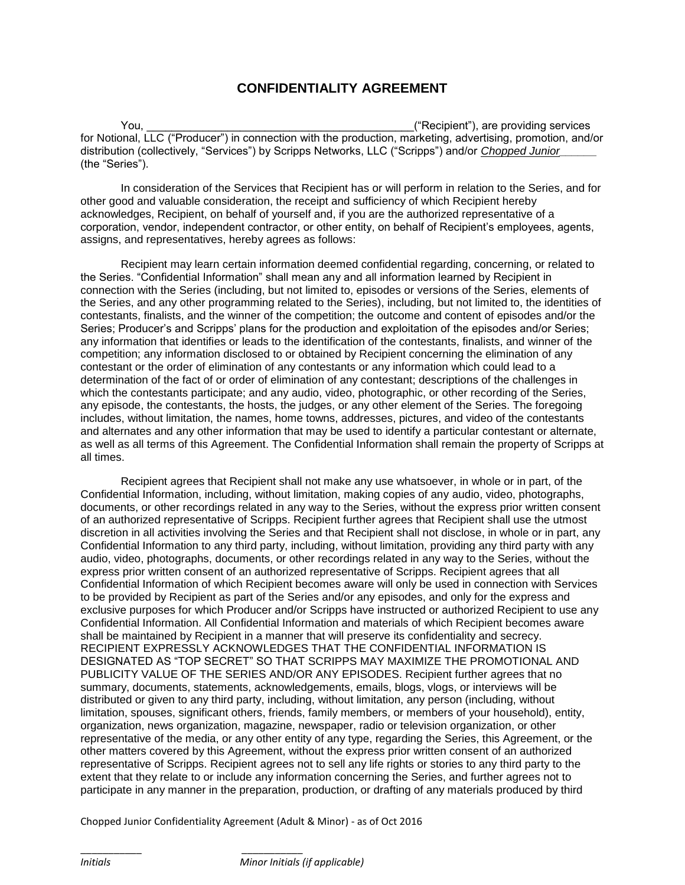# CONFIDENTIALITY AGREEMENT

You, ____________________________________________("Recipient"), are providing services for Notional, LLC ("Producer") in connection with the production, marketing, advertising, promotion, and/or distribution (collectively, "Services") by Scripps Networks, LLC ("Scripps") and/or *Chopped Junior*______ (the "Series").

In consideration of the Services that Recipient has or will perform in relation to the Series, and for other good and valuable consideration, the receipt and sufficiency of which Recipient hereby acknowledges, Recipient, on behalf of yourself and, if you are the authorized representative of a corporation, vendor, independent contractor, or other entity, on behalf of Recipient's employees, agents, assigns, and representatives, hereby agrees as follows:

Recipient may learn certain information deemed confidential regarding, concerning, or related to the Series. "Confidential Information" shall mean any and all information learned by Recipient in connection with the Series (including, but not limited to, episodes or versions of the Series, elements of the Series, and any other programming related to the Series), including, but not limited to, the identities of contestants, finalists, and the winner of the competition; the outcome and content of episodes and/or the Series; Producer's and Scripps' plans for the production and exploitation of the episodes and/or Series; any information that identifies or leads to the identification of the contestants, finalists, and winner of the competition; any information disclosed to or obtained by Recipient concerning the elimination of any contestant or the order of elimination of any contestants or any information which could lead to a determination of the fact of or order of elimination of any contestant; descriptions of the challenges in which the contestants participate; and any audio, video, photographic, or other recording of the Series, any episode, the contestants, the hosts, the judges, or any other element of the Series. The foregoing includes, without limitation, the names, home towns, addresses, pictures, and video of the contestants and alternates and any other information that may be used to identify a particular contestant or alternate, as well as all terms of this Agreement. The Confidential Information shall remain the property of Scripps at all times.

Recipient agrees that Recipient shall not make any use whatsoever, in whole or in part, of the Confidential Information, including, without limitation, making copies of any audio, video, photographs, documents, or other recordings related in any way to the Series, without the express prior written consent of an authorized representative of Scripps. Recipient further agrees that Recipient shall use the utmost discretion in all activities involving the Series and that Recipient shall not disclose, in whole or in part, any Confidential Information to any third party, including, without limitation, providing any third party with any audio, video, photographs, documents, or other recordings related in any way to the Series, without the express prior written consent of an authorized representative of Scripps. Recipient agrees that all Confidential Information of which Recipient becomes aware will only be used in connection with Services to be provided by Recipient as part of the Series and/or any episodes, and only for the express and exclusive purposes for which Producer and/or Scripps have instructed or authorized Recipient to use any Confidential Information. All Confidential Information and materials of which Recipient becomes aware shall be maintained by Recipient in a manner that will preserve its confidentiality and secrecy. RECIPIENT EXPRESSLY ACKNOWLEDGES THAT THE CONFIDENTIAL INFORMATION IS DESIGNATED AS "TOP SECRET" SO THAT SCRIPPS MAY MAXIMIZE THE PROMOTIONAL AND PUBLICITY VALUE OF THE SERIES AND/OR ANY EPISODES. Recipient further agrees that no summary, documents, statements, acknowledgements, emails, blogs, vlogs, or interviews will be distributed or given to any third party, including, without limitation, any person (including, without limitation, spouses, significant others, friends, family members, or members of your household), entity, organization, news organization, magazine, newspaper, radio or television organization, or other representative of the media, or any other entity of any type, regarding the Series, this Agreement, or the other matters covered by this Agreement, without the express prior written consent of an authorized representative of Scripps. Recipient agrees not to sell any life rights or stories to any third party to the extent that they relate to or include any information concerning the Series, and further agrees not to participate in any manner in the preparation, production, or drafting of any materials produced by third

Chopped Junior Confidentiality Agreement (Adult & Minor) - as of Oct 2016

___________ ___________

*Initials* *Minor Initials (if applicable)*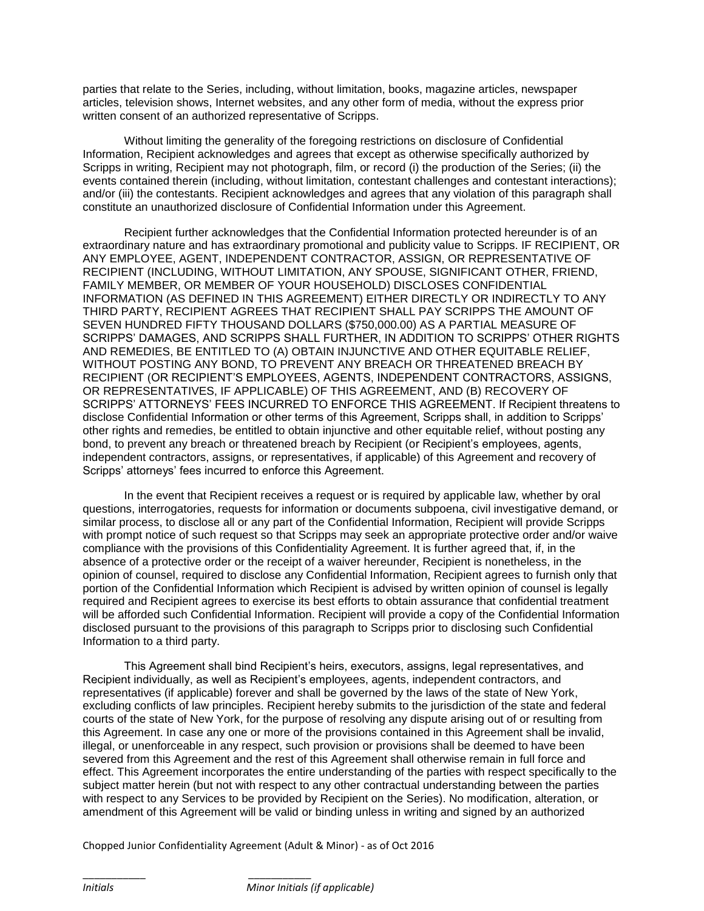parties that relate to the Series, including, without limitation, books, magazine articles, newspaper articles, television shows, Internet websites, and any other form of media, without the express prior written consent of an authorized representative of Scripps.

Without limiting the generality of the foregoing restrictions on disclosure of Confidential Information, Recipient acknowledges and agrees that except as otherwise specifically authorized by Scripps in writing, Recipient may not photograph, film, or record (i) the production of the Series; (ii) the events contained therein (including, without limitation, contestant challenges and contestant interactions); and/or (iii) the contestants. Recipient acknowledges and agrees that any violation of this paragraph shall constitute an unauthorized disclosure of Confidential Information under this Agreement.

Recipient further acknowledges that the Confidential Information protected hereunder is of an extraordinary nature and has extraordinary promotional and publicity value to Scripps. IF RECIPIENT, OR ANY EMPLOYEE, AGENT, INDEPENDENT CONTRACTOR, ASSIGN, OR REPRESENTATIVE OF RECIPIENT (INCLUDING, WITHOUT LIMITATION, ANY SPOUSE, SIGNIFICANT OTHER, FRIEND, FAMILY MEMBER, OR MEMBER OF YOUR HOUSEHOLD) DISCLOSES CONFIDENTIAL INFORMATION (AS DEFINED IN THIS AGREEMENT) EITHER DIRECTLY OR INDIRECTLY TO ANY THIRD PARTY, RECIPIENT AGREES THAT RECIPIENT SHALL PAY SCRIPPS THE AMOUNT OF SEVEN HUNDRED FIFTY THOUSAND DOLLARS ($750,000.00) AS A PARTIAL MEASURE OF SCRIPPS' DAMAGES, AND SCRIPPS SHALL FURTHER, IN ADDITION TO SCRIPPS' OTHER RIGHTS AND REMEDIES, BE ENTITLED TO (A) OBTAIN INJUNCTIVE AND OTHER EQUITABLE RELIEF, WITHOUT POSTING ANY BOND, TO PREVENT ANY BREACH OR THREATENED BREACH BY RECIPIENT (OR RECIPIENT'S EMPLOYEES, AGENTS, INDEPENDENT CONTRACTORS, ASSIGNS, OR REPRESENTATIVES, IF APPLICABLE) OF THIS AGREEMENT, AND (B) RECOVERY OF SCRIPPS' ATTORNEYS' FEES INCURRED TO ENFORCE THIS AGREEMENT. If Recipient threatens to disclose Confidential Information or other terms of this Agreement, Scripps shall, in addition to Scripps' other rights and remedies, be entitled to obtain injunctive and other equitable relief, without posting any bond, to prevent any breach or threatened breach by Recipient (or Recipient's employees, agents, independent contractors, assigns, or representatives, if applicable) of this Agreement and recovery of Scripps' attorneys' fees incurred to enforce this Agreement.

In the event that Recipient receives a request or is required by applicable law, whether by oral questions, interrogatories, requests for information or documents subpoena, civil investigative demand, or similar process, to disclose all or any part of the Confidential Information, Recipient will provide Scripps with prompt notice of such request so that Scripps may seek an appropriate protective order and/or waive compliance with the provisions of this Confidentiality Agreement. It is further agreed that, if, in the absence of a protective order or the receipt of a waiver hereunder, Recipient is nonetheless, in the opinion of counsel, required to disclose any Confidential Information, Recipient agrees to furnish only that portion of the Confidential Information which Recipient is advised by written opinion of counsel is legally required and Recipient agrees to exercise its best efforts to obtain assurance that confidential treatment will be afforded such Confidential Information. Recipient will provide a copy of the Confidential Information disclosed pursuant to the provisions of this paragraph to Scripps prior to disclosing such Confidential Information to a third party.

This Agreement shall bind Recipient's heirs, executors, assigns, legal representatives, and Recipient individually, as well as Recipient's employees, agents, independent contractors, and representatives (if applicable) forever and shall be governed by the laws of the state of New York, excluding conflicts of law principles. Recipient hereby submits to the jurisdiction of the state and federal courts of the state of New York, for the purpose of resolving any dispute arising out of or resulting from this Agreement. In case any one or more of the provisions contained in this Agreement shall be invalid, illegal, or unenforceable in any respect, such provision or provisions shall be deemed to have been severed from this Agreement and the rest of this Agreement shall otherwise remain in full force and effect. This Agreement incorporates the entire understanding of the parties with respect specifically to the subject matter herein (but not with respect to any other contractual understanding between the parties with respect to any Services to be provided by Recipient on the Series). No modification, alteration, or amendment of this Agreement will be valid or binding unless in writing and signed by an authorized

Chopped Junior Confidentiality Agreement (Adult & Minor) - as of Oct 2016

__________ __________
*Initials* *Minor Initials (if applicable)*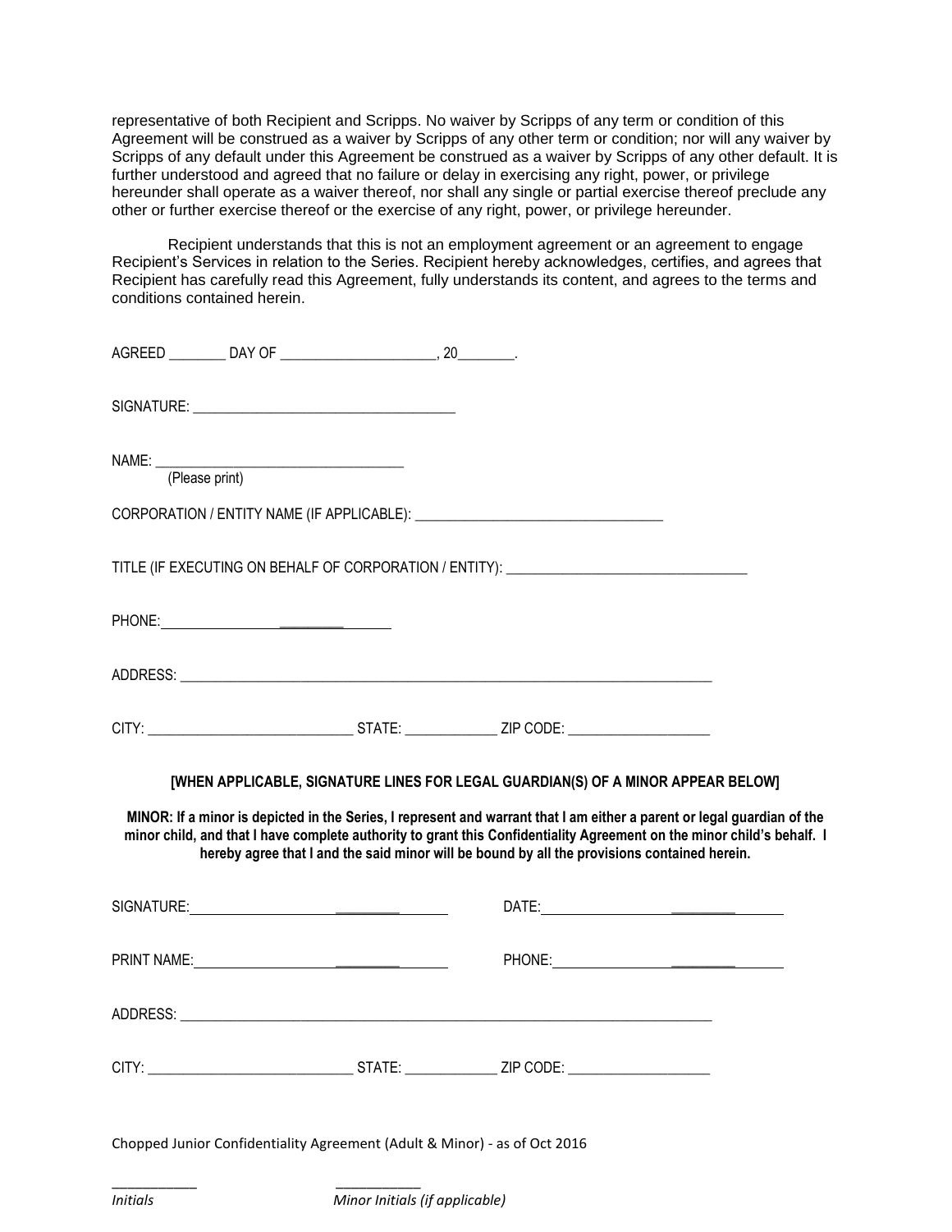representative of both Recipient and Scripps. No waiver by Scripps of any term or condition of this Agreement will be construed as a waiver by Scripps of any other term or condition; nor will any waiver by Scripps of any default under this Agreement be construed as a waiver by Scripps of any other default. It is further understood and agreed that no failure or delay in exercising any right, power, or privilege hereunder shall operate as a waiver thereof, nor shall any single or partial exercise thereof preclude any other or further exercise thereof or the exercise of any right, power, or privilege hereunder.

Recipient understands that this is not an employment agreement or an agreement to engage Recipient's Services in relation to the Series. Recipient hereby acknowledges, certifies, and agrees that Recipient has carefully read this Agreement, fully understands its content, and agrees to the terms and conditions contained herein.

AGREED ________ DAY OF _____________________, 20________.

SIGNATURE: ____________________________________

NAME: __________________________________
(Please print)

CORPORATION / ENTITY NAME (IF APPLICABLE): ___________________________________

TITLE (IF EXECUTING ON BEHALF OF CORPORATION / ENTITY): _________________________________

PHONE: ______________________________

ADDRESS: ___________________________________________________________________________

CITY: ____________________________ STATE: _____________ ZIP CODE: ____________________

**[WHEN APPLICABLE, SIGNATURE LINES FOR LEGAL GUARDIAN(S) OF A MINOR APPEAR BELOW]**

**MINOR: If a minor is depicted in the Series, I represent and warrant that I am either a parent or legal guardian of the minor child, and that I have complete authority to grant this Confidentiality Agreement on the minor child's behalf. I hereby agree that I and the said minor will be bound by all the provisions contained herein.**

SIGNATURE: ______________________________ DATE: ______________________________

PRINT NAME: ______________________________ PHONE: ______________________________

ADDRESS: ___________________________________________________________________________

CITY: ____________________________ STATE: _____________ ZIP CODE: ____________________

Chopped Junior Confidentiality Agreement (Adult & Minor) - as of Oct 2016

___________ ___________
*Initials* *Minor Initials (if applicable)*